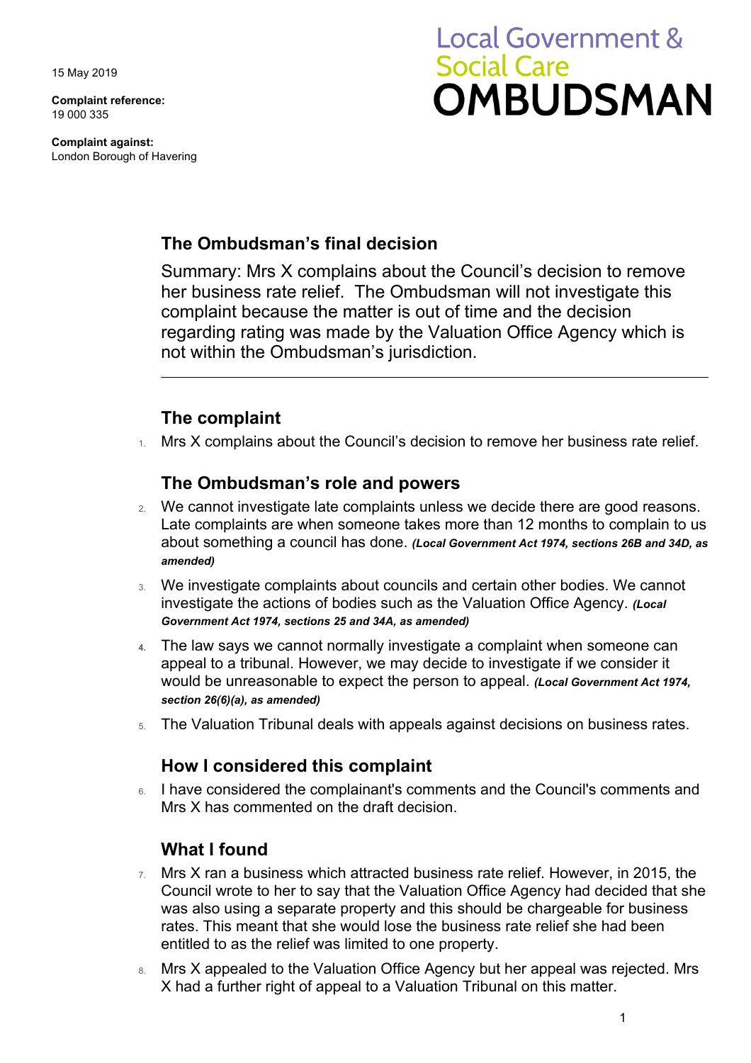15 May 2019

**Complaint reference:**
19 000 335

**Complaint against:**
London Borough of Havering

Local Government & Social Care **OMBUDSMAN**

## The Ombudsman's final decision

Summary: Mrs X complains about the Council's decision to remove her business rate relief. The Ombudsman will not investigate this complaint because the matter is out of time and the decision regarding rating was made by the Valuation Office Agency which is not within the Ombudsman's jurisdiction.

---

## The complaint

1. Mrs X complains about the Council's decision to remove her business rate relief.

## The Ombudsman's role and powers

2. We cannot investigate late complaints unless we decide there are good reasons. Late complaints are when someone takes more than 12 months to complain to us about something a council has done. ***(Local Government Act 1974, sections 26B and 34D, as amended)***
3. We investigate complaints about councils and certain other bodies. We cannot investigate the actions of bodies such as the Valuation Office Agency. ***(Local Government Act 1974, sections 25 and 34A, as amended)***
4. The law says we cannot normally investigate a complaint when someone can appeal to a tribunal. However, we may decide to investigate if we consider it would be unreasonable to expect the person to appeal. ***(Local Government Act 1974, section 26(6)(a), as amended)***
5. The Valuation Tribunal deals with appeals against decisions on business rates.

## How I considered this complaint

6. I have considered the complainant's comments and the Council's comments and Mrs X has commented on the draft decision.

## What I found

7. Mrs X ran a business which attracted business rate relief. However, in 2015, the Council wrote to her to say that the Valuation Office Agency had decided that she was also using a separate property and this should be chargeable for business rates. This meant that she would lose the business rate relief she had been entitled to as the relief was limited to one property.
8. Mrs X appealed to the Valuation Office Agency but her appeal was rejected. Mrs X had a further right of appeal to a Valuation Tribunal on this matter.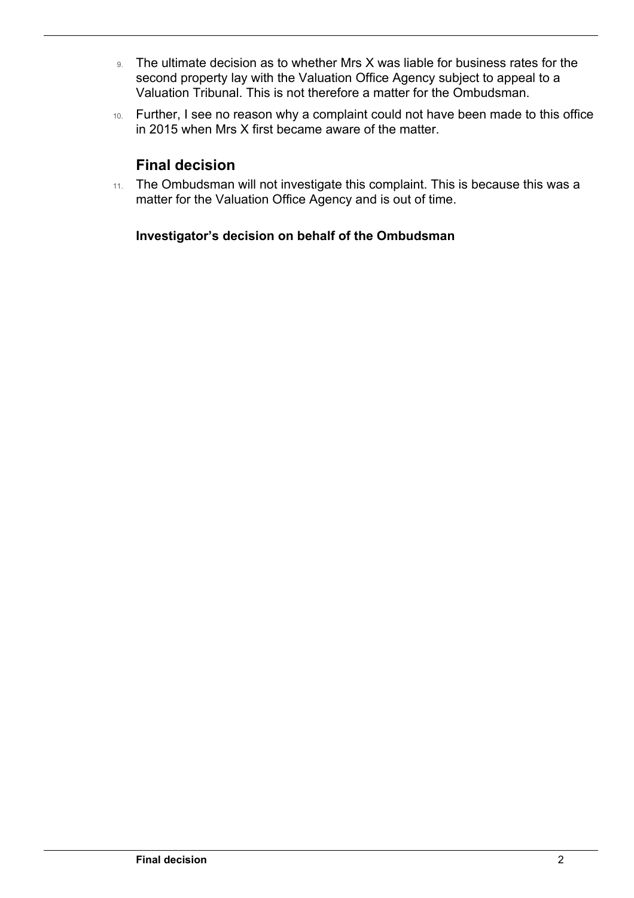9. The ultimate decision as to whether Mrs X was liable for business rates for the second property lay with the Valuation Office Agency subject to appeal to a Valuation Tribunal. This is not therefore a matter for the Ombudsman.
10. Further, I see no reason why a complaint could not have been made to this office in 2015 when Mrs X first became aware of the matter.

## Final decision

11. The Ombudsman will not investigate this complaint. This is because this was a matter for the Valuation Office Agency and is out of time.

**Investigator's decision on behalf of the Ombudsman**